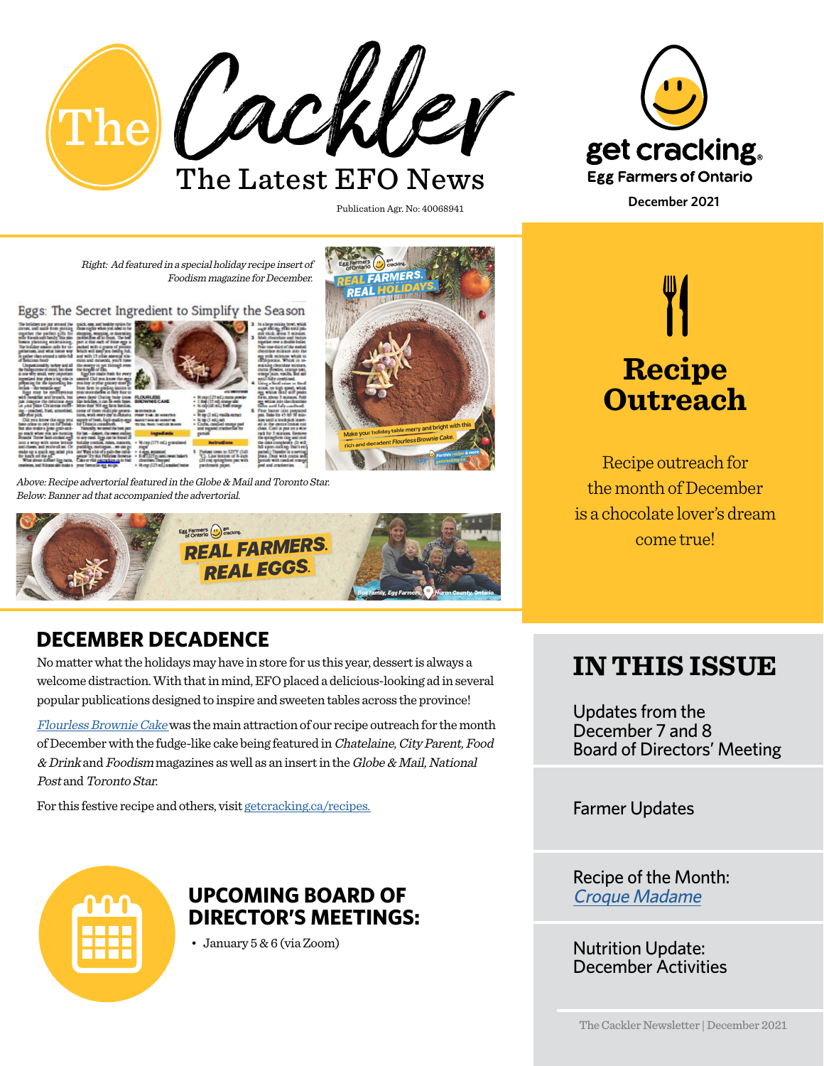# The Cackler

## The Latest EFO News

Publication Agr. No: 40068941

get cracking®
Egg Farmers of Ontario

December 2021

Right: Ad featured in a special holiday recipe insert of Foodism magazine for December.

Above: Recipe advertorial featured in the Globe & Mail and Toronto Star.
Below: Banner ad that accompanied the advertorial.

## Recipe Outreach

Recipe outreach for the month of December is a chocolate lover's dream come true!

## DECEMBER DECADENCE

No matter what the holidays may have in store for us this year, dessert is always a welcome distraction. With that in mind, EFO placed a delicious-looking ad in several popular publications designed to inspire and sweeten tables across the province!

*Flourless Brownie Cake* was the main attraction of our recipe outreach for the month of December with the fudge-like cake being featured in *Chatelaine, City Parent, Food & Drink* and *Foodism* magazines as well as an insert in the *Globe & Mail, National Post* and *Toronto Star.*

For this festive recipe and others, visit getcracking.ca/recipes.

## UPCOMING BOARD OF DIRECTOR'S MEETINGS:

- January 5 & 6 (via Zoom)

## IN THIS ISSUE

Updates from the December 7 and 8 Board of Directors' Meeting

Farmer Updates

Recipe of the Month: *Croque Madame*

Nutrition Update: December Activities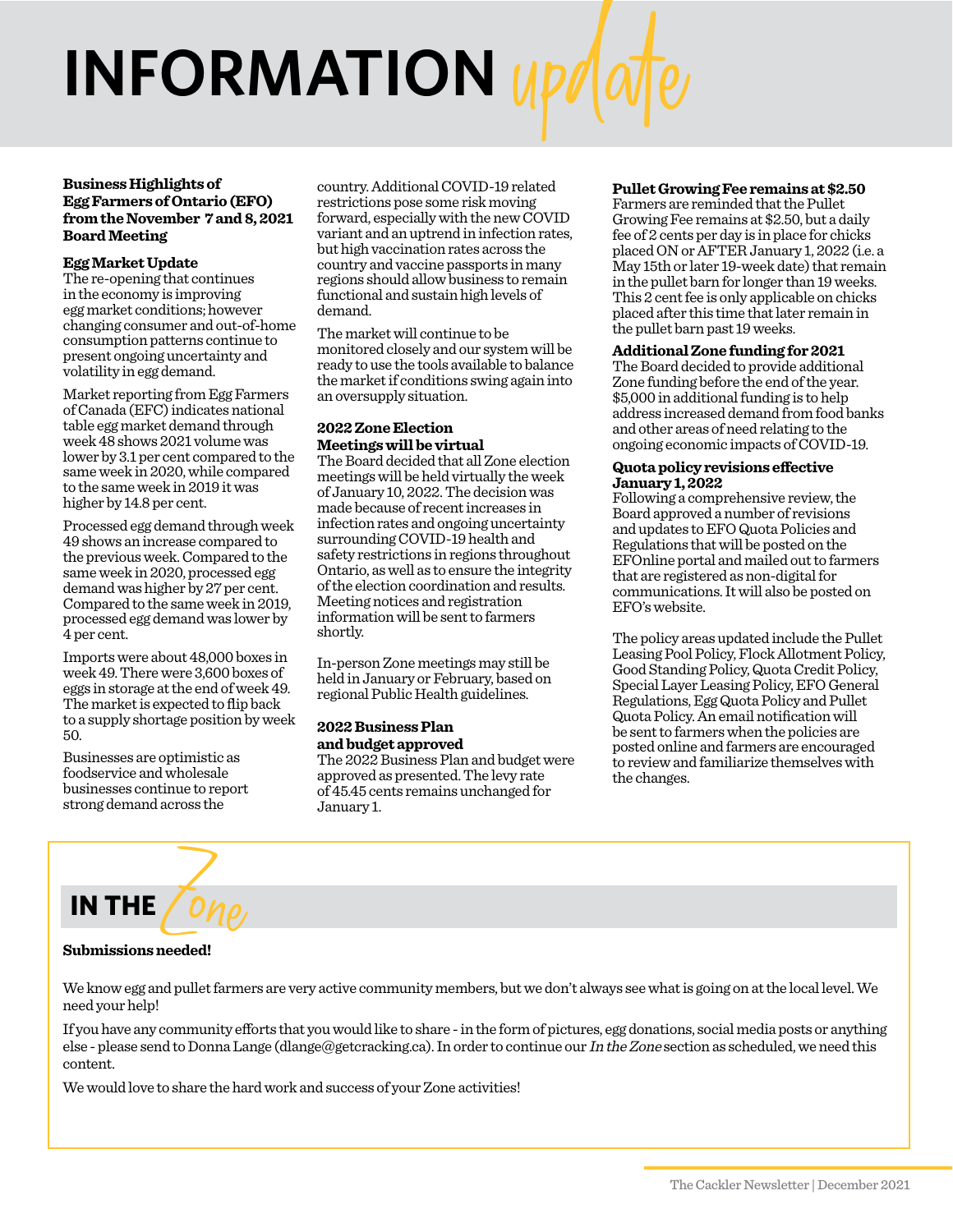# INFORMATION *update*

**Business Highlights of Egg Farmers of Ontario (EFO) from the November 7 and 8, 2021 Board Meeting**

### Egg Market Update

The re-opening that continues in the economy is improving egg market conditions; however changing consumer and out-of-home consumption patterns continue to present ongoing uncertainty and volatility in egg demand.

Market reporting from Egg Farmers of Canada (EFC) indicates national table egg market demand through week 48 shows 2021 volume was lower by 3.1 per cent compared to the same week in 2020, while compared to the same week in 2019 it was higher by 14.8 per cent.

Processed egg demand through week 49 shows an increase compared to the previous week. Compared to the same week in 2020, processed egg demand was higher by 27 per cent. Compared to the same week in 2019, processed egg demand was lower by 4 per cent.

Imports were about 48,000 boxes in week 49. There were 3,600 boxes of eggs in storage at the end of week 49. The market is expected to flip back to a supply shortage position by week 50.

Businesses are optimistic as foodservice and wholesale businesses continue to report strong demand across the country. Additional COVID-19 related restrictions pose some risk moving forward, especially with the new COVID variant and an uptrend in infection rates, but high vaccination rates across the country and vaccine passports in many regions should allow business to remain functional and sustain high levels of demand.

The market will continue to be monitored closely and our system will be ready to use the tools available to balance the market if conditions swing again into an oversupply situation.

### 2022 Zone Election Meetings will be virtual

The Board decided that all Zone election meetings will be held virtually the week of January 10, 2022. The decision was made because of recent increases in infection rates and ongoing uncertainty surrounding COVID-19 health and safety restrictions in regions throughout Ontario, as well as to ensure the integrity of the election coordination and results. Meeting notices and registration information will be sent to farmers shortly.

In-person Zone meetings may still be held in January or February, based on regional Public Health guidelines.

### 2022 Business Plan and budget approved

The 2022 Business Plan and budget were approved as presented. The levy rate of 45.45 cents remains unchanged for January 1.

### Pullet Growing Fee remains at $2.50

Farmers are reminded that the Pullet Growing Fee remains at $2.50, but a daily fee of 2 cents per day is in place for chicks placed ON or AFTER January 1, 2022 (i.e. a May 15th or later 19-week date) that remain in the pullet barn for longer than 19 weeks. This 2 cent fee is only applicable on chicks placed after this time that later remain in the pullet barn past 19 weeks.

### Additional Zone funding for 2021

The Board decided to provide additional Zone funding before the end of the year. $5,000 in additional funding is to help address increased demand from food banks and other areas of need relating to the ongoing economic impacts of COVID-19.

### Quota policy revisions effective January 1, 2022

Following a comprehensive review, the Board approved a number of revisions and updates to EFO Quota Policies and Regulations that will be posted on the EFOnline portal and mailed out to farmers that are registered as non-digital for communications. It will also be posted on EFO's website.

The policy areas updated include the Pullet Leasing Pool Policy, Flock Allotment Policy, Good Standing Policy, Quota Credit Policy, Special Layer Leasing Policy, EFO General Regulations, Egg Quota Policy and Pullet Quota Policy. An email notification will be sent to farmers when the policies are posted online and farmers are encouraged to review and familiarize themselves with the changes.

## IN THE *Zone*

**Submissions needed!**

We know egg and pullet farmers are very active community members, but we don't always see what is going on at the local level. We need your help!

If you have any community efforts that you would like to share - in the form of pictures, egg donations, social media posts or anything else - please send to Donna Lange (dlange@getcracking.ca). In order to continue our *In the Zone* section as scheduled, we need this content.

We would love to share the hard work and success of your Zone activities!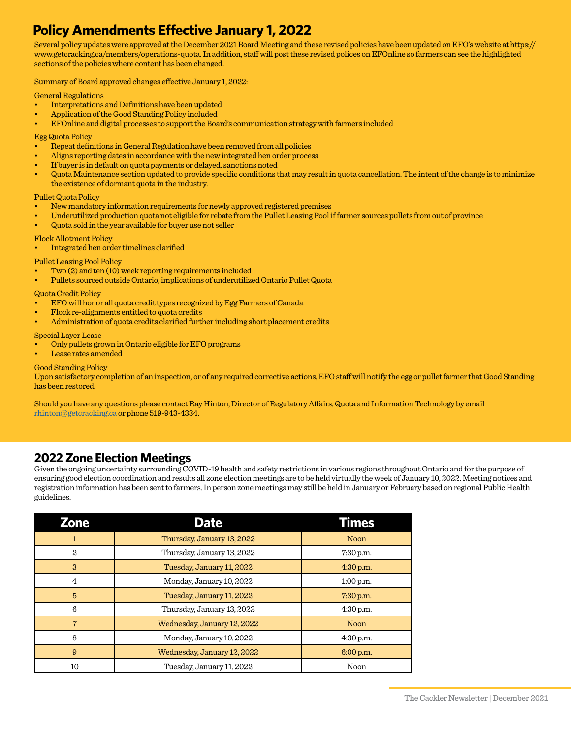# Policy Amendments Effective January 1, 2022

Several policy updates were approved at the December 2021 Board Meeting and these revised policies have been updated on EFO's website at https://www.getcracking.ca/members/operations-quota. In addition, staff will post these revised polices on EFOnline so farmers can see the highlighted sections of the policies where content has been changed.

Summary of Board approved changes effective January 1, 2022:

General Regulations

- Interpretations and Definitions have been updated
- Application of the Good Standing Policy included
- EFOnline and digital processes to support the Board's communication strategy with farmers included

Egg Quota Policy

- Repeat definitions in General Regulation have been removed from all policies
- Aligns reporting dates in accordance with the new integrated hen order process
- If buyer is in default on quota payments or delayed, sanctions noted
- Quota Maintenance section updated to provide specific conditions that may result in quota cancellation. The intent of the change is to minimize the existence of dormant quota in the industry.

Pullet Quota Policy

- New mandatory information requirements for newly approved registered premises
- Underutilized production quota not eligible for rebate from the Pullet Leasing Pool if farmer sources pullets from out of province
- Quota sold in the year available for buyer use not seller

Flock Allotment Policy

- Integrated hen order timelines clarified

Pullet Leasing Pool Policy

- Two (2) and ten (10) week reporting requirements included
- Pullets sourced outside Ontario, implications of underutilized Ontario Pullet Quota

Quota Credit Policy

- EFO will honor all quota credit types recognized by Egg Farmers of Canada
- Flock re-alignments entitled to quota credits
- Administration of quota credits clarified further including short placement credits

Special Layer Lease

- Only pullets grown in Ontario eligible for EFO programs
- Lease rates amended

Good Standing Policy

Upon satisfactory completion of an inspection, or of any required corrective actions, EFO staff will notify the egg or pullet farmer that Good Standing has been restored.

Should you have any questions please contact Ray Hinton, Director of Regulatory Affairs, Quota and Information Technology by email rhinton@getcracking.ca or phone 519-943-4334.

## 2022 Zone Election Meetings

Given the ongoing uncertainty surrounding COVID-19 health and safety restrictions in various regions throughout Ontario and for the purpose of ensuring good election coordination and results all zone election meetings are to be held virtually the week of January 10, 2022. Meeting notices and registration information has been sent to farmers. In person zone meetings may still be held in January or February based on regional Public Health guidelines.

| Zone | Date | Times |
|---|---|---|
| 1 | Thursday, January 13, 2022 | Noon |
| 2 | Thursday, January 13, 2022 | 7:30 p.m. |
| 3 | Tuesday, January 11, 2022 | 4:30 p.m. |
| 4 | Monday, January 10, 2022 | 1:00 p.m. |
| 5 | Tuesday, January 11, 2022 | 7:30 p.m. |
| 6 | Thursday, January 13, 2022 | 4:30 p.m. |
| 7 | Wednesday, January 12, 2022 | Noon |
| 8 | Monday, January 10, 2022 | 4:30 p.m. |
| 9 | Wednesday, January 12, 2022 | 6:00 p.m. |
| 10 | Tuesday, January 11, 2022 | Noon |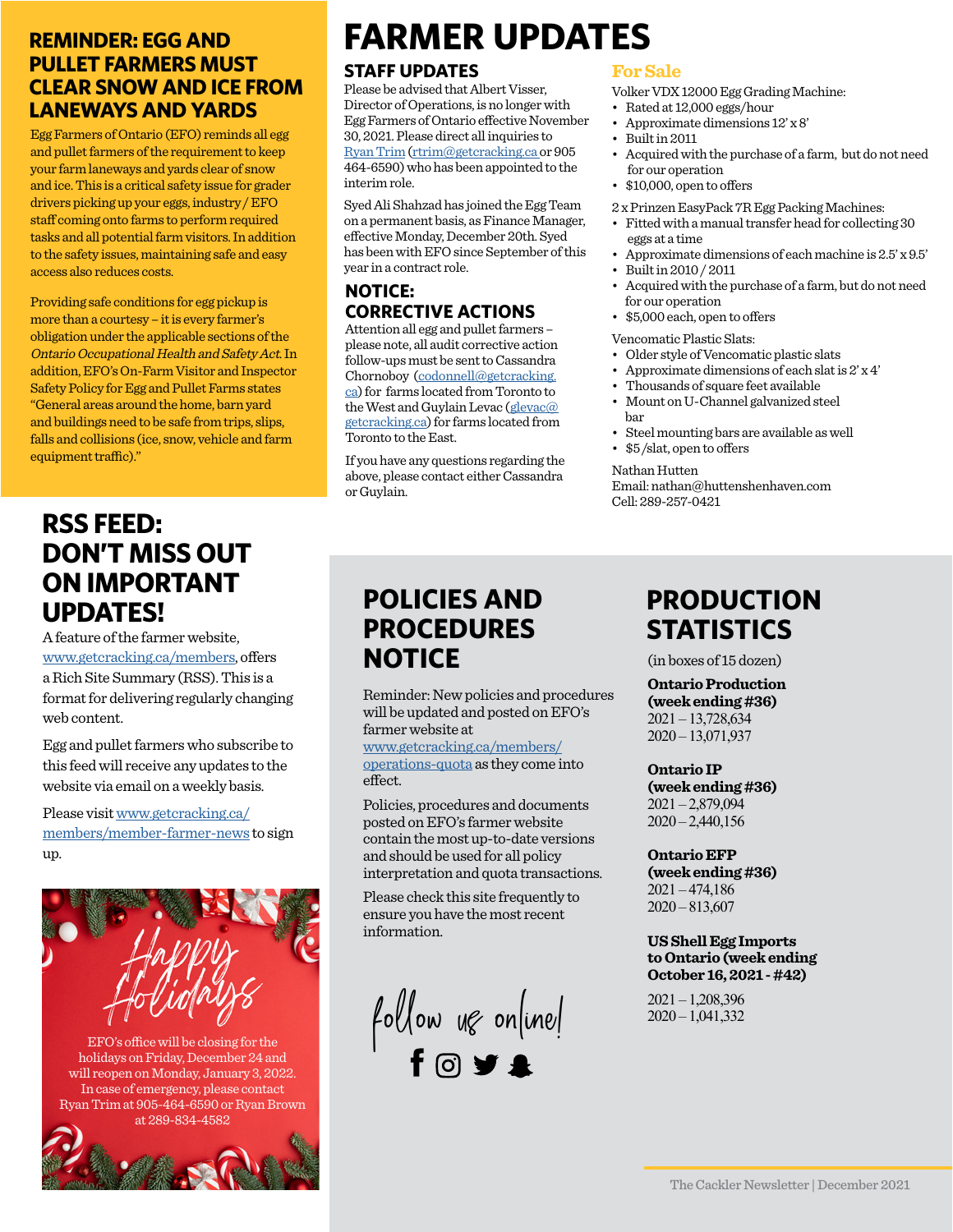## REMINDER: EGG AND PULLET FARMERS MUST CLEAR SNOW AND ICE FROM LANEWAYS AND YARDS

Egg Farmers of Ontario (EFO) reminds all egg and pullet farmers of the requirement to keep your farm laneways and yards clear of snow and ice. This is a critical safety issue for grader drivers picking up your eggs, industry / EFO staff coming onto farms to perform required tasks and all potential farm visitors. In addition to the safety issues, maintaining safe and easy access also reduces costs.

Providing safe conditions for egg pickup is more than a courtesy – it is every farmer's obligation under the applicable sections of the *Ontario Occupational Health and Safety Act*. In addition, EFO's On-Farm Visitor and Inspector Safety Policy for Egg and Pullet Farms states "General areas around the home, barn yard and buildings need to be safe from trips, slips, falls and collisions (ice, snow, vehicle and farm equipment traffic)."

# FARMER UPDATES

## STAFF UPDATES

Please be advised that Albert Visser, Director of Operations, is no longer with Egg Farmers of Ontario effective November 30, 2021. Please direct all inquiries to Ryan Trim (rtrim@getcracking.ca or 905 464-6590) who has been appointed to the interim role.

Syed Ali Shahzad has joined the Egg Team on a permanent basis, as Finance Manager, effective Monday, December 20th. Syed has been with EFO since September of this year in a contract role.

## NOTICE: CORRECTIVE ACTIONS

Attention all egg and pullet farmers – please note, all audit corrective action follow-ups must be sent to Cassandra Chornoboy (codonnell@getcracking.ca) for farms located from Toronto to the West and Guylain Levac (glevac@getcracking.ca) for farms located from Toronto to the East.

If you have any questions regarding the above, please contact either Cassandra or Guylain.

## For Sale

Volker VDX 12000 Egg Grading Machine:

- Rated at 12,000 eggs/hour
- Approximate dimensions 12' x 8'
- Built in 2011
- Acquired with the purchase of a farm, but do not need for our operation
- $10,000, open to offers

2 x Prinzen EasyPack 7R Egg Packing Machines:

- Fitted with a manual transfer head for collecting 30 eggs at a time
- Approximate dimensions of each machine is 2.5' x 9.5'
- Built in 2010 / 2011
- Acquired with the purchase of a farm, but do not need for our operation
- $5,000 each, open to offers

Vencomatic Plastic Slats:

- Older style of Vencomatic plastic slats
- Approximate dimensions of each slat is 2' x 4'
- Thousands of square feet available
- Mount on U-Channel galvanized steel bar
- Steel mounting bars are available as well
- $5 /slat, open to offers

Nathan Hutten
Email: nathan@huttenshenhaven.com
Cell: 289-257-0421

## RSS FEED: DON'T MISS OUT ON IMPORTANT UPDATES!

A feature of the farmer website, www.getcracking.ca/members, offers a Rich Site Summary (RSS). This is a format for delivering regularly changing web content.

Egg and pullet farmers who subscribe to this feed will receive any updates to the website via email on a weekly basis.

Please visit www.getcracking.ca/members/member-farmer-news to sign up.

Happy Holidays

EFO's office will be closing for the holidays on Friday, December 24 and will reopen on Monday, January 3, 2022. In case of emergency, please contact Ryan Trim at 905-464-6590 or Ryan Brown at 289-834-4582

## POLICIES AND PROCEDURES NOTICE

Reminder: New policies and procedures will be updated and posted on EFO's farmer website at www.getcracking.ca/members/operations-quota as they come into effect.

Policies, procedures and documents posted on EFO's farmer website contain the most up-to-date versions and should be used for all policy interpretation and quota transactions.

Please check this site frequently to ensure you have the most recent information.

follow us online!

## PRODUCTION STATISTICS

(in boxes of 15 dozen)

**Ontario Production (week ending #36)**
2021 – 13,728,634
2020 – 13,071,937

**Ontario IP (week ending #36)**
2021 – 2,879,094
2020 – 2,440,156

**Ontario EFP (week ending #36)**
2021 – 474,186
2020 – 813,607

**US Shell Egg Imports to Ontario (week ending October 16, 2021 - #42)**
2021 – 1,208,396
2020 – 1,041,332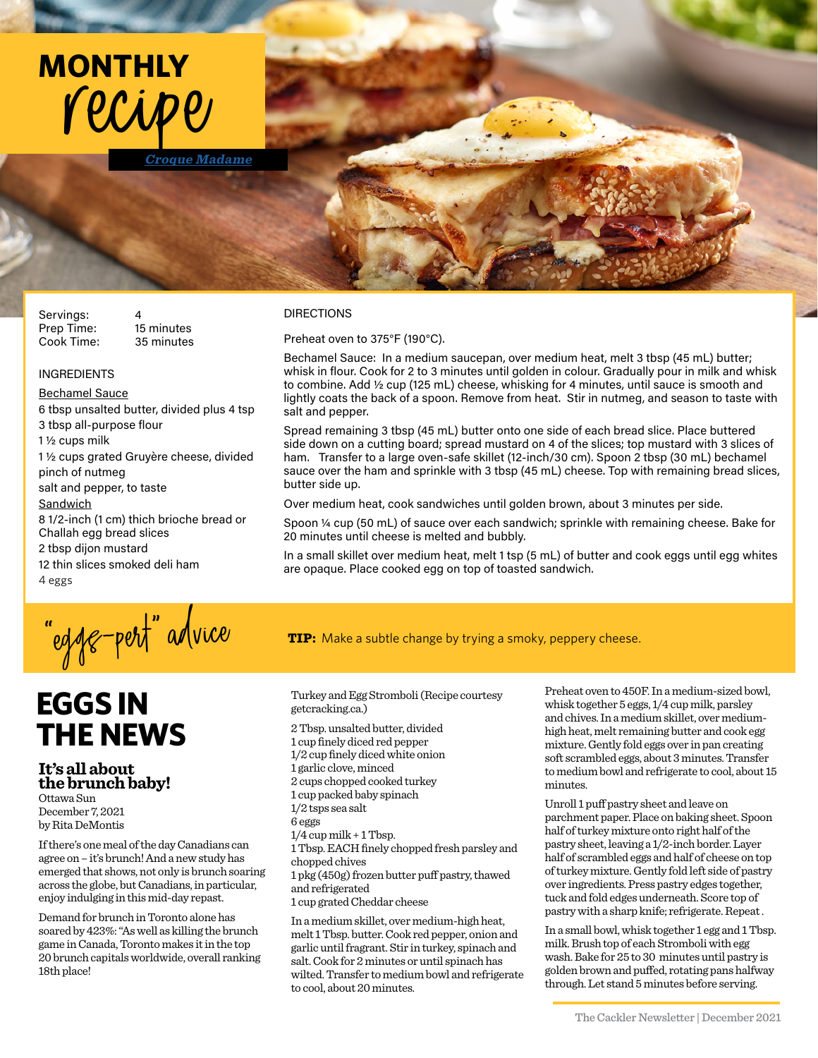# MONTHLY recipe

*Croque Madame*

Servings: 4
Prep Time: 15 minutes
Cook Time: 35 minutes

INGREDIENTS

Bechamel Sauce

6 tbsp unsalted butter, divided plus 4 tsp
3 tbsp all-purpose flour
1 ½ cups milk
1 ½ cups grated Gruyère cheese, divided
pinch of nutmeg
salt and pepper, to taste

Sandwich

8 1/2-inch (1 cm) thich brioche bread or Challah egg bread slices
2 tbsp dijon mustard
12 thin slices smoked deli ham
4 eggs

DIRECTIONS

Preheat oven to 375°F (190°C).

Bechamel Sauce: In a medium saucepan, over medium heat, melt 3 tbsp (45 mL) butter; whisk in flour. Cook for 2 to 3 minutes until golden in colour. Gradually pour in milk and whisk to combine. Add ½ cup (125 mL) cheese, whisking for 4 minutes, until sauce is smooth and lightly coats the back of a spoon. Remove from heat. Stir in nutmeg, and season to taste with salt and pepper.

Spread remaining 3 tbsp (45 mL) butter onto one side of each bread slice. Place buttered side down on a cutting board; spread mustard on 4 of the slices; top mustard with 3 slices of ham. Transfer to a large oven-safe skillet (12-inch/30 cm). Spoon 2 tbsp (30 mL) bechamel sauce over the ham and sprinkle with 3 tbsp (45 mL) cheese. Top with remaining bread slices, butter side up.

Over medium heat, cook sandwiches until golden brown, about 3 minutes per side.

Spoon ¼ cup (50 mL) of sauce over each sandwich; sprinkle with remaining cheese. Bake for 20 minutes until cheese is melted and bubbly.

In a small skillet over medium heat, melt 1 tsp (5 mL) of butter and cook eggs until egg whites are opaque. Place cooked egg on top of toasted sandwich.

"egg-pert" advice

**TIP:** Make a subtle change by trying a smoky, peppery cheese.

# EGGS IN THE NEWS

### It's all about the brunch baby!

Ottawa Sun
December 7, 2021
by Rita DeMontis

If there's one meal of the day Canadians can agree on – it's brunch! And a new study has emerged that shows, not only is brunch soaring across the globe, but Canadians, in particular, enjoy indulging in this mid-day repast.

Demand for brunch in Toronto alone has soared by 423%: "As well as killing the brunch game in Canada, Toronto makes it in the top 20 brunch capitals worldwide, overall ranking 18th place!

Turkey and Egg Stromboli (Recipe courtesy getcracking.ca.)

2 Tbsp. unsalted butter, divided
1 cup finely diced red pepper
1/2 cup finely diced white onion
1 garlic clove, minced
2 cups chopped cooked turkey
1 cup packed baby spinach
1/2 tsps sea salt
6 eggs
1/4 cup milk + 1 Tbsp.
1 Tbsp. EACH finely chopped fresh parsley and chopped chives
1 pkg (450g) frozen butter puff pastry, thawed and refrigerated
1 cup grated Cheddar cheese

In a medium skillet, over medium-high heat, melt 1 Tbsp. butter. Cook red pepper, onion and garlic until fragrant. Stir in turkey, spinach and salt. Cook for 2 minutes or until spinach has wilted. Transfer to medium bowl and refrigerate to cool, about 20 minutes.

Preheat oven to 450F. In a medium-sized bowl, whisk together 5 eggs, 1/4 cup milk, parsley and chives. In a medium skillet, over medium-high heat, melt remaining butter and cook egg mixture. Gently fold eggs over in pan creating soft scrambled eggs, about 3 minutes. Transfer to medium bowl and refrigerate to cool, about 15 minutes.

Unroll 1 puff pastry sheet and leave on parchment paper. Place on baking sheet. Spoon half of turkey mixture onto right half of the pastry sheet, leaving a 1/2-inch border. Layer half of scrambled eggs and half of cheese on top of turkey mixture. Gently fold left side of pastry over ingredients. Press pastry edges together, tuck and fold edges underneath. Score top of pastry with a sharp knife; refrigerate. Repeat .

In a small bowl, whisk together 1 egg and 1 Tbsp. milk. Brush top of each Stromboli with egg wash. Bake for 25 to 30 minutes until pastry is golden brown and puffed, rotating pans halfway through. Let stand 5 minutes before serving.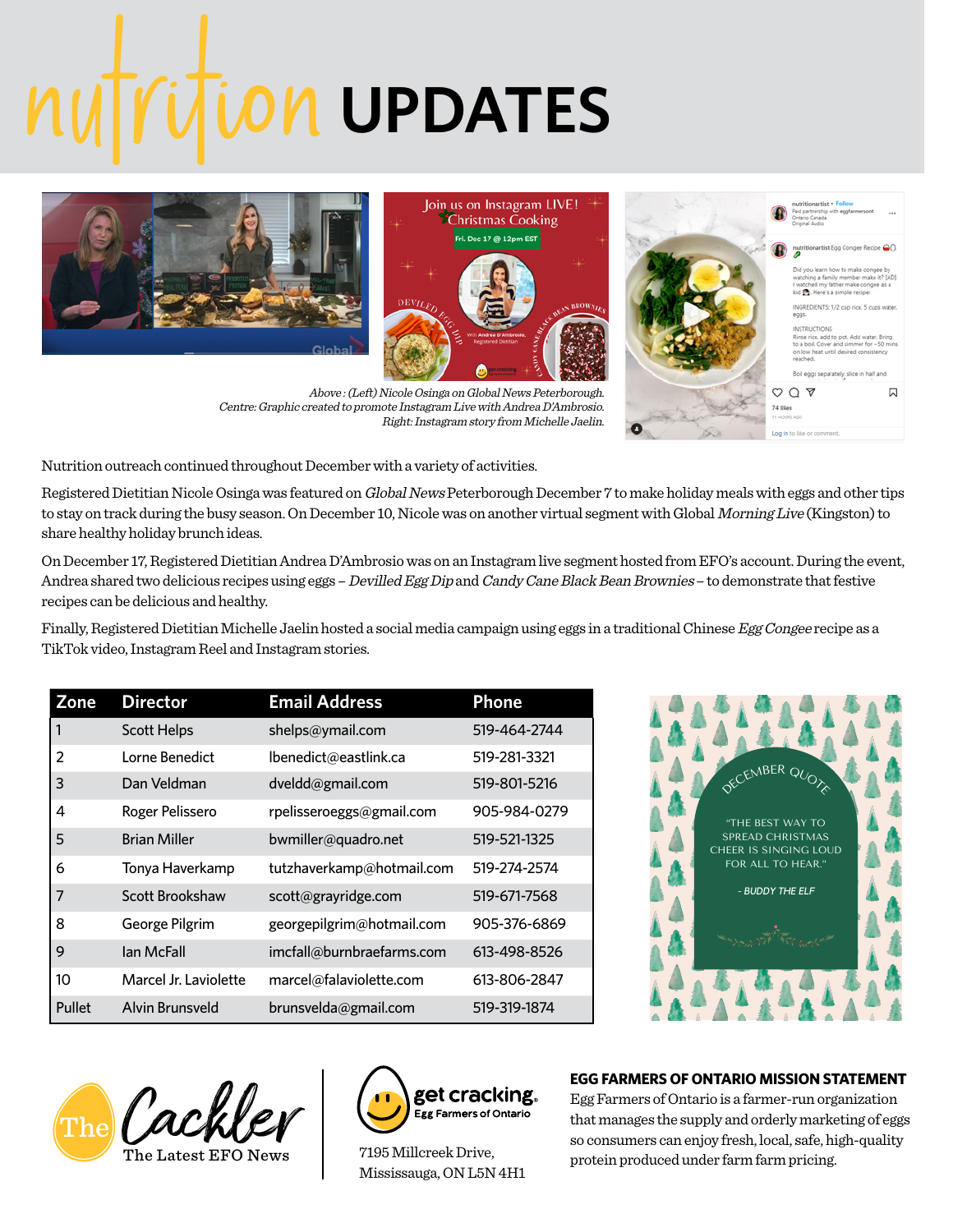# nutrition UPDATES

*Above : (Left) Nicole Osinga on Global News Peterborough.*
*Centre: Graphic created to promote Instagram Live with Andrea D'Ambrosio.*
*Right: Instagram story from Michelle Jaelin.*

Nutrition outreach continued throughout December with a variety of activities.

Registered Dietitian Nicole Osinga was featured on *Global News* Peterborough December 7 to make holiday meals with eggs and other tips to stay on track during the busy season. On December 10, Nicole was on another virtual segment with Global *Morning Live* (Kingston) to share healthy holiday brunch ideas.

On December 17, Registered Dietitian Andrea D'Ambrosio was on an Instagram live segment hosted from EFO's account. During the event, Andrea shared two delicious recipes using eggs – *Devilled Egg Dip* and *Candy Cane Black Bean Brownies* – to demonstrate that festive recipes can be delicious and healthy.

Finally, Registered Dietitian Michelle Jaelin hosted a social media campaign using eggs in a traditional Chinese *Egg Congee* recipe as a TikTok video, Instagram Reel and Instagram stories.

| Zone | Director | Email Address | Phone |
|---|---|---|---|
| 1 | Scott Helps | shelps@ymail.com | 519-464-2744 |
| 2 | Lorne Benedict | lbenedict@eastlink.ca | 519-281-3321 |
| 3 | Dan Veldman | dveldd@gmail.com | 519-801-5216 |
| 4 | Roger Pelissero | rpelisseroeggs@gmail.com | 905-984-0279 |
| 5 | Brian Miller | bwmiller@quadro.net | 519-521-1325 |
| 6 | Tonya Haverkamp | tutzhaverkamp@hotmail.com | 519-274-2574 |
| 7 | Scott Brookshaw | scott@grayridge.com | 519-671-7568 |
| 8 | George Pilgrim | georgepilgrim@hotmail.com | 905-376-6869 |
| 9 | Ian McFall | imcfall@burnbraefarms.com | 613-498-8526 |
| 10 | Marcel Jr. Laviolette | marcel@falaviolette.com | 613-806-2847 |
| Pullet | Alvin Brunsveld | brunsvelda@gmail.com | 519-319-1874 |

DECEMBER QUOTE

"THE BEST WAY TO SPREAD CHRISTMAS CHEER IS SINGING LOUD FOR ALL TO HEAR."

*- BUDDY THE ELF*

The Cackler
The Latest EFO News

get cracking
Egg Farmers of Ontario

7195 Millcreek Drive,
Mississauga, ON L5N 4H1

**EGG FARMERS OF ONTARIO MISSION STATEMENT**

Egg Farmers of Ontario is a farmer-run organization that manages the supply and orderly marketing of eggs so consumers can enjoy fresh, local, safe, high-quality protein produced under farm farm pricing.